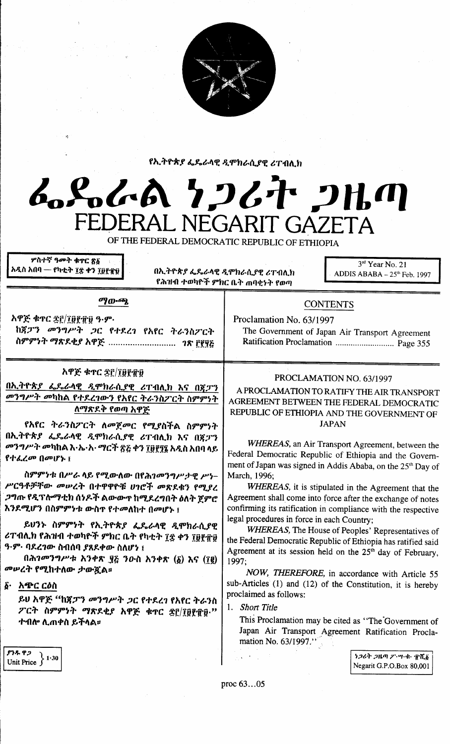የኢትዮጵያ ፌዴራላዊ ዲሞክራሲያዊ ሪፐብሊክ

# ፌዴራል ነጋሪት ጋዜጣ
# FEDERAL NEGARIT GAZETA
OF THE FEDERAL DEMOCRATIC REPUBLIC OF ETHIOPIA

ሦስተኛ ዓመት ቁጥር ፳፩
አዲስ አበባ — የካቲት ፲፰ ቀን ፲፱፻፹፱

በኢትዮጵያ ፌዴራላዊ ዲሞክራሲያዊ ሪፐብሊክ
የሕዝብ ተወካዮች ምክር ቤት ጠባቂነት የወጣ

3rd Year No. 21
ADDIS ABABA – 25th Feb. 1997

## ማውጫ

አዋጅ ቁጥር ፷፫/፲፱፻፹፱ ዓ.ም.
ከጃፓን መንግሥት ጋር የተደረገ የአየር ትራንስፖርት ስምምነት ማጽደቂያ አዋጅ ...................... ገጽ ፫፻፶፭

## CONTENTS

Proclamation No. 63/1997
The Government of Japan Air Transport Agreement Ratification Proclamation ...................... Page 355

## አዋጅ ቁጥር ፷፫/፲፱፻፹፱

**በኢትዮጵያ ፌዴራላዊ ዲሞክራሲያዊ ሪፐብሊክ እና በጃፓን መንግሥት መካከል የተደረገውን የአየር ትራንስፖርት ስምምነት ለማጽደቅ የወጣ አዋጅ**

የአየር ትራንስፖርት ለመጀመር የሚያስችል ስምምነት በኢትዮጵያ ፌዴራላዊ ዲሞክራሲያዊ ሪፐብሊክ እና በጃፓን መንግሥት መካከል እ.ኤ.አ. ማርች ፳፭ ቀን ፲፱፻፺፮ አዲስ አበባ ላይ የተፈረመ በመሆኑ፤

ስምምነቱ በሥራ ላይ የሚውለው በየሕገመንግሥታዊ ሥነ–ሥርዓቶቻቸው መሠረት በተዋዋዮቹ ሀገሮች መጽደቁን የሚያረጋግጡ የዲፕሎማቲክ ሰነዶች ልውውጥ ከሚደረግበት ዕለት ጀምሮ እንደሚሆን በስምምነቱ ውስጥ የተመለከተ በመሆኑ፤

ይህንኑ ስምምነት የኢትዮጵያ ፌዴራላዊ ዲሞክራሲያዊ ሪፐብሊክ የሕዝብ ተወካዮች ምክር ቤት የካቲት ፲፰ ቀን ፲፱፻፹፱ ዓ.ም. ባደረገው ስብሰባ ያጸደቀው ስለሆነ፤

በሕገመንግሥቱ አንቀጽ ፶፭ ንዑስ አንቀጽ (፩) እና (፲፪) መሠረት የሚከተለው ታውጇል።

**፩· አጭር ርዕስ**

ይህ አዋጅ "ከጃፓን መንግሥት ጋር የተደረገ የአየር ትራንስፖርት ስምምነት ማጽደቂያ አዋጅ ቁጥር ፷፫/፲፱፻፹፱·" ተብሎ ሊጠቀስ ይችላል።

## PROCLAMATION NO. 63/1997

**A PROCLAMATION TO RATIFY THE AIR TRANSPORT AGREEMENT BETWEEN THE FEDERAL DEMOCRATIC REPUBLIC OF ETHIOPIA AND THE GOVERNMENT OF JAPAN**

*WHEREAS*, an Air Transport Agreement, between the Federal Democratic Republic of Ethiopia and the Government of Japan was signed in Addis Ababa, on the 25th Day of March, 1996;

*WHEREAS*, it is stipulated in the Agreement that the Agreement shall come into force after the exchange of notes confirming its ratification in compliance with the respective legal procedures in force in each Country;

*WHEREAS*, The House of Peoples' Representatives of the Federal Democratic Republic of Ethiopia has ratified said Agreement at its session held on the 25th day of February, 1997;

*NOW, THEREFORE*, in accordance with Article 55 sub-Articles (1) and (12) of the Constitution, it is hereby proclaimed as follows:

1. *Short Title*

This Proclamation may be cited as "The Government of Japan Air Transport Agreement Ratification Proclamation No. 63/1997."

ያንዱ ዋጋ
Unit Price 1·30

ነጋሪት ጋዜጣ ፖ·ሣ·ቁ· ፹ሺ፩
Negarit G.P.O.Box 80,001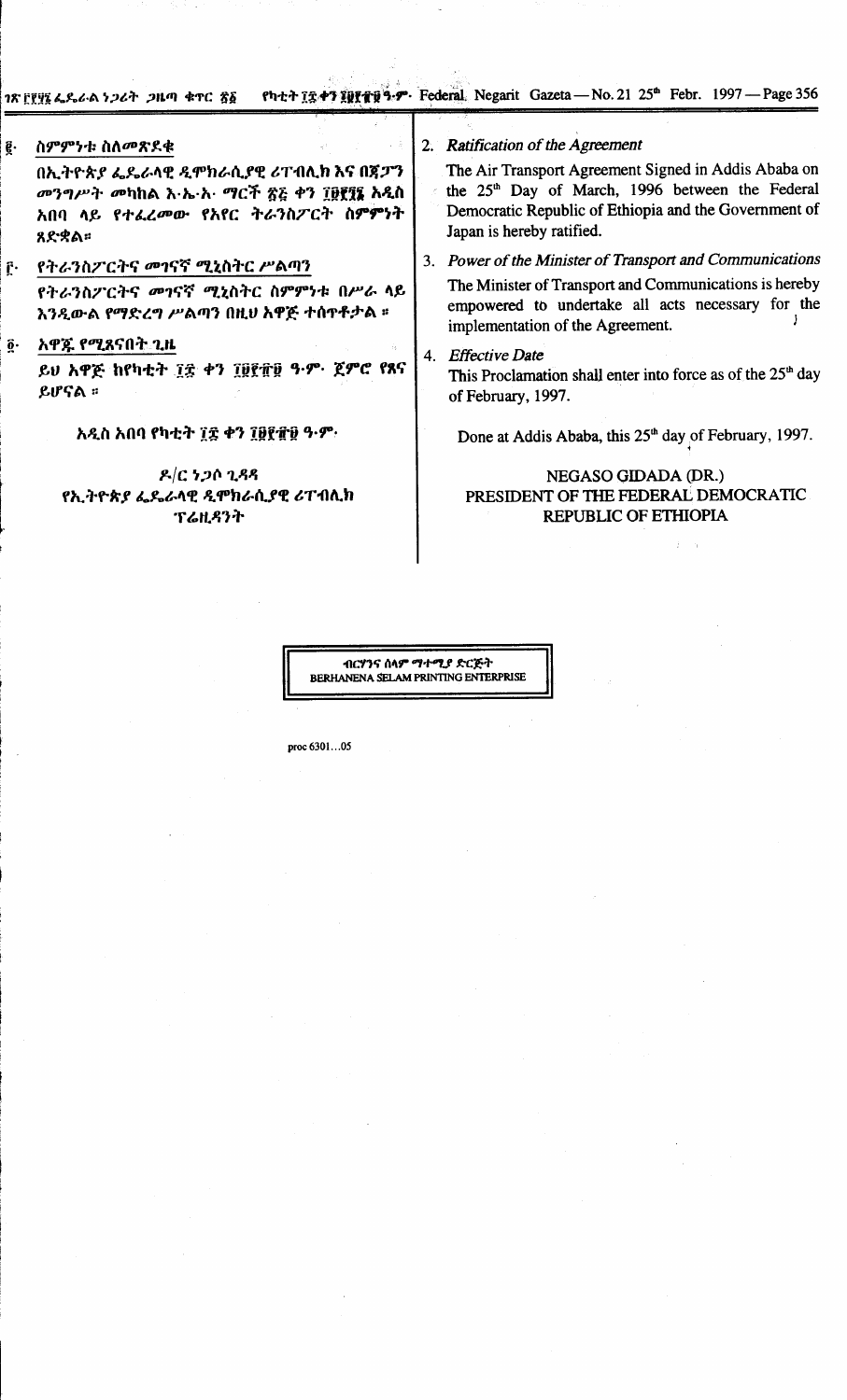፪· ስምምነቱ ስለመጽደቁ

በኢትዮጵያ ፌዴራላዊ ዲሞክራሲያዊ ሪፐብሊክ እና በጃፓን መንግሥት መካከል እ·ኤ·አ· ማርች ፳፭ ቀን ፲፱፻፺፮ አዲስ አበባ ላይ የተፈረመው የአየር ትራንስፖርት ስምምነት ጸድቋል።

፫· የትራንስፖርትና መገናኛ ሚኒስትር ሥልጣን

የትራንስፖርትና መገናኛ ሚኒስትር ስምምነቱ በሥራ ላይ እንዲውል የማድረግ ሥልጣን በዚህ አዋጅ ተሰጥቶታል ።

፬· አዋጁ የሚጸናበት ጊዜ

ይህ አዋጅ ከየካቲት ፲፰ ቀን ፲፱፻፹፱ ዓ·ም· ጀምሮ የጸና ይሆናል ።

አዲስ አበባ የካቲት ፲፰ ቀን ፲፱፻፹፱ ዓ·ም·

ዶ/ር ነጋሶ ጊዳዳ
የኢትዮጵያ ፌዴራላዊ ዲሞክራሲያዊ ሪፐብሊክ ፕሬዚዳንት

2. *Ratification of the Agreement*

The Air Transport Agreement Signed in Addis Ababa on the 25th Day of March, 1996 between the Federal Democratic Republic of Ethiopia and the Government of Japan is hereby ratified.

3. *Power of the Minister of Transport and Communications*

The Minister of Transport and Communications is hereby empowered to undertake all acts necessary for the implementation of the Agreement.

4. *Effective Date*

This Proclamation shall enter into force as of the 25th day of February, 1997.

Done at Addis Ababa, this 25th day of February, 1997.

NEGASO GIDADA (DR.)
PRESIDENT OF THE FEDERAL DEMOCRATIC REPUBLIC OF ETHIOPIA

ብርሃንና ሰላም ማተሚያ ድርጅት
BERHANENA SELAM PRINTING ENTERPRISE

proc 6301...05